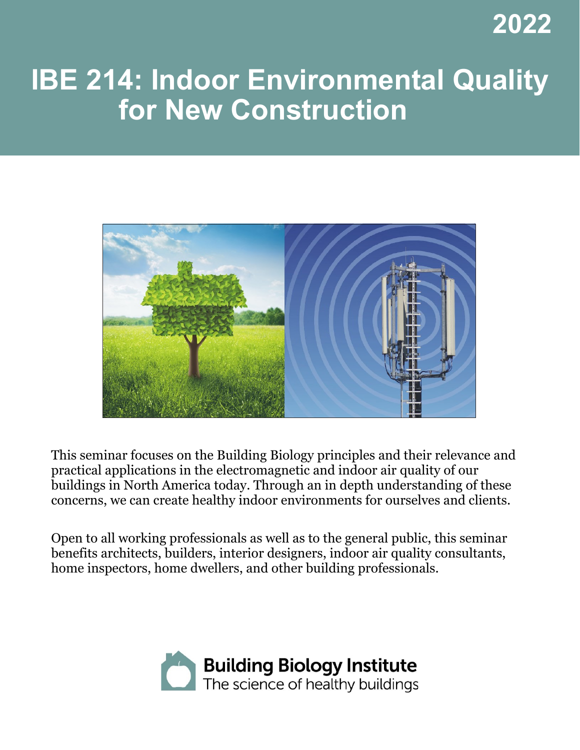2022

# IBE 214: Indoor Environmental Quality for New Construction

This seminar focuses on the Building Biology principles and their relevance and practical applications in the electromagnetic and indoor air quality of our buildings in North America today. Through an in depth understanding of these concerns, we can create healthy indoor environments for ourselves and clients.

Open to all working professionals as well as to the general public, this seminar benefits architects, builders, interior designers, indoor air quality consultants, home inspectors, home dwellers, and other building professionals.

**Building Biology Institute**
The science of healthy buildings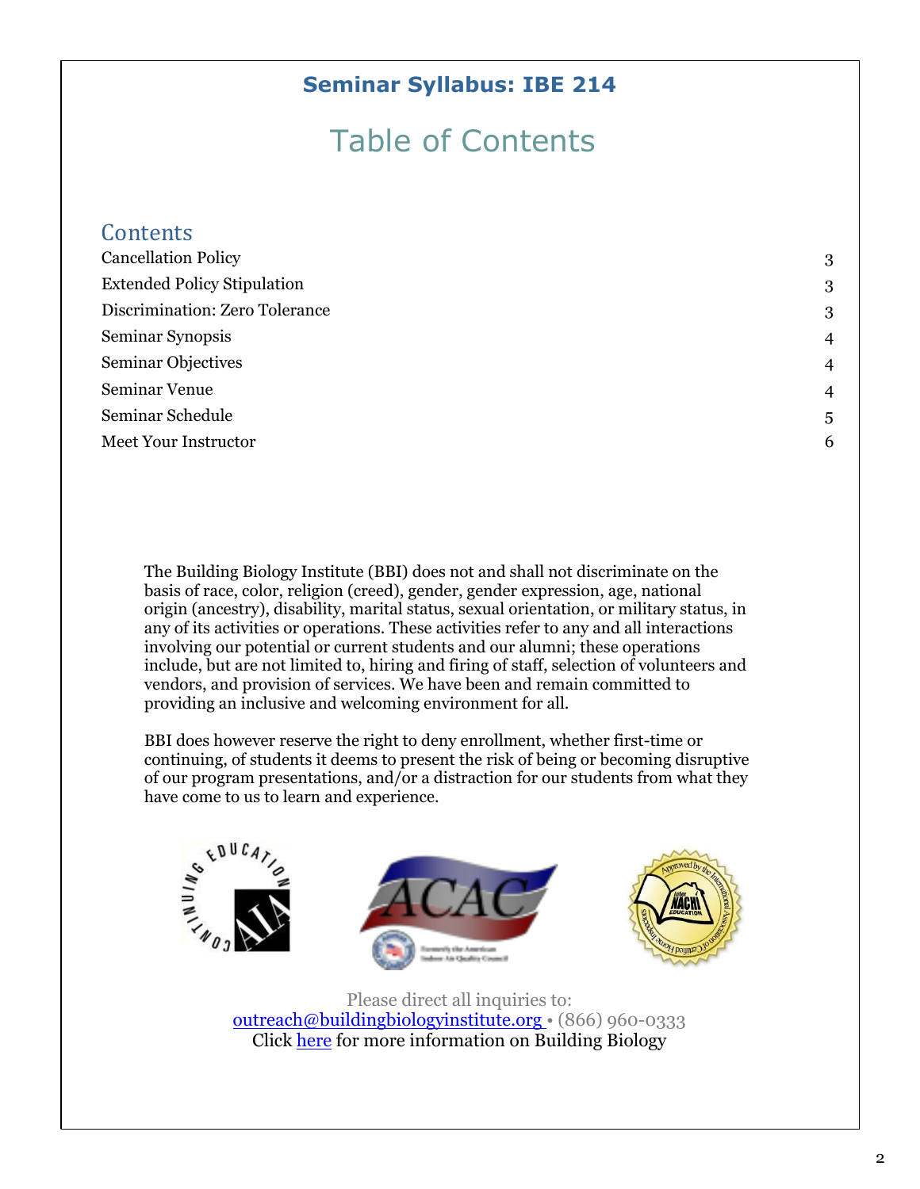## Seminar Syllabus: IBE 214

# Table of Contents

## Contents

| | |
|---|---|
| Cancellation Policy | 3 |
| Extended Policy Stipulation | 3 |
| Discrimination: Zero Tolerance | 3 |
| Seminar Synopsis | 4 |
| Seminar Objectives | 4 |
| Seminar Venue | 4 |
| Seminar Schedule | 5 |
| Meet Your Instructor | 6 |

The Building Biology Institute (BBI) does not and shall not discriminate on the basis of race, color, religion (creed), gender, gender expression, age, national origin (ancestry), disability, marital status, sexual orientation, or military status, in any of its activities or operations. These activities refer to any and all interactions involving our potential or current students and our alumni; these operations include, but are not limited to, hiring and firing of staff, selection of volunteers and vendors, and provision of services. We have been and remain committed to providing an inclusive and welcoming environment for all.

BBI does however reserve the right to deny enrollment, whether first-time or continuing, of students it deems to present the risk of being or becoming disruptive of our program presentations, and/or a distraction for our students from what they have come to us to learn and experience.

Please direct all inquiries to:
outreach@buildingbiologyinstitute.org • (866) 960-0333
Click here for more information on Building Biology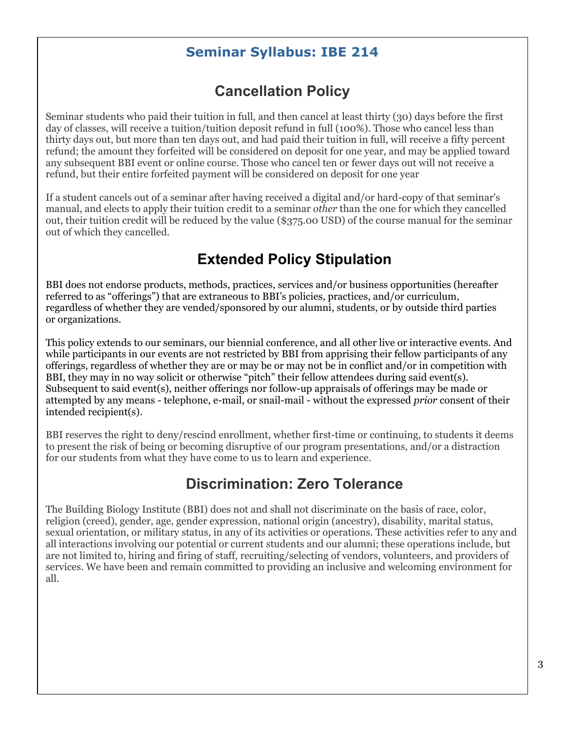## Seminar Syllabus: IBE 214

# Cancellation Policy

Seminar students who paid their tuition in full, and then cancel at least thirty (30) days before the first day of classes, will receive a tuition/tuition deposit refund in full (100%). Those who cancel less than thirty days out, but more than ten days out, and had paid their tuition in full, will receive a fifty percent refund; the amount they forfeited will be considered on deposit for one year, and may be applied toward any subsequent BBI event or online course. Those who cancel ten or fewer days out will not receive a refund, but their entire forfeited payment will be considered on deposit for one year

If a student cancels out of a seminar after having received a digital and/or hard-copy of that seminar's manual, and elects to apply their tuition credit to a seminar *other* than the one for which they cancelled out, their tuition credit will be reduced by the value ($375.00 USD) of the course manual for the seminar out of which they cancelled.

# Extended Policy Stipulation

BBI does not endorse products, methods, practices, services and/or business opportunities (hereafter referred to as "offerings") that are extraneous to BBI's policies, practices, and/or curriculum, regardless of whether they are vended/sponsored by our alumni, students, or by outside third parties or organizations.

This policy extends to our seminars, our biennial conference, and all other live or interactive events. And while participants in our events are not restricted by BBI from apprising their fellow participants of any offerings, regardless of whether they are or may be or may not be in conflict and/or in competition with BBI, they may in no way solicit or otherwise "pitch" their fellow attendees during said event(s). Subsequent to said event(s), neither offerings nor follow-up appraisals of offerings may be made or attempted by any means - telephone, e-mail, or snail-mail - without the expressed *prior* consent of their intended recipient(s).

BBI reserves the right to deny/rescind enrollment, whether first-time or continuing, to students it deems to present the risk of being or becoming disruptive of our program presentations, and/or a distraction for our students from what they have come to us to learn and experience.

# Discrimination: Zero Tolerance

The Building Biology Institute (BBI) does not and shall not discriminate on the basis of race, color, religion (creed), gender, age, gender expression, national origin (ancestry), disability, marital status, sexual orientation, or military status, in any of its activities or operations. These activities refer to any and all interactions involving our potential or current students and our alumni; these operations include, but are not limited to, hiring and firing of staff, recruiting/selecting of vendors, volunteers, and providers of services. We have been and remain committed to providing an inclusive and welcoming environment for all.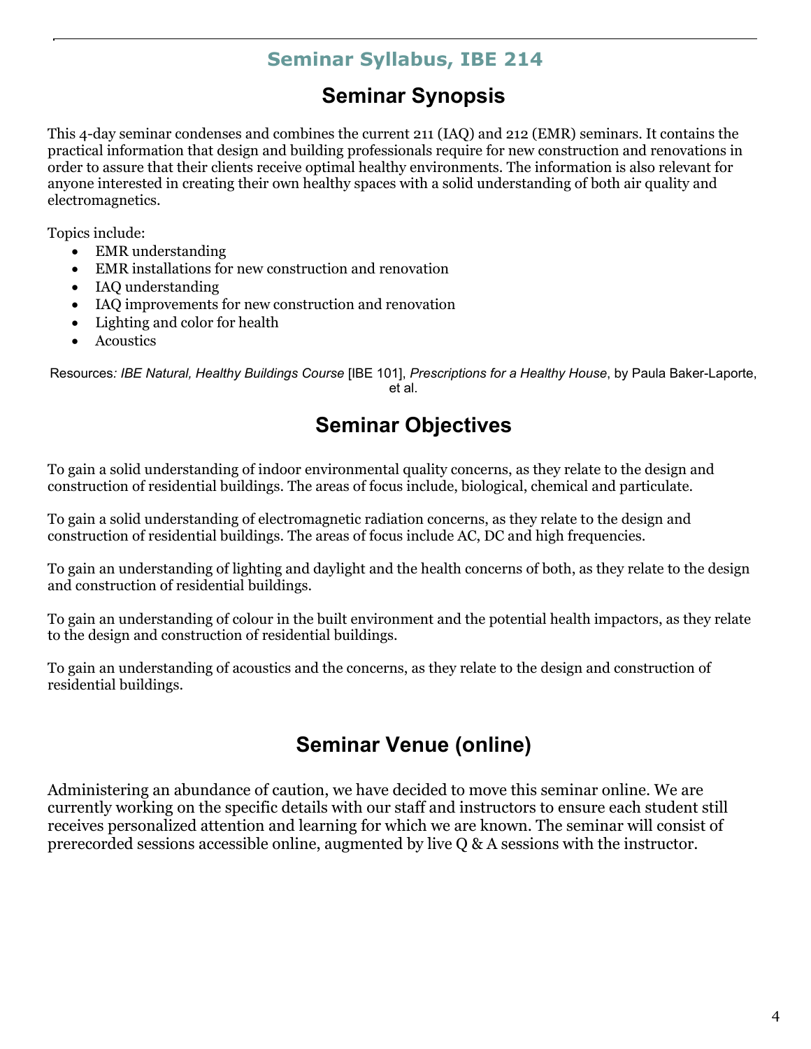## Seminar Syllabus, IBE 214

# Seminar Synopsis

This 4-day seminar condenses and combines the current 211 (IAQ) and 212 (EMR) seminars. It contains the practical information that design and building professionals require for new construction and renovations in order to assure that their clients receive optimal healthy environments. The information is also relevant for anyone interested in creating their own healthy spaces with a solid understanding of both air quality and electromagnetics.

Topics include:

- EMR understanding
- EMR installations for new construction and renovation
- IAQ understanding
- IAQ improvements for new construction and renovation
- Lighting and color for health
- Acoustics

Resources*: IBE Natural, Healthy Buildings Course* [IBE 101], *Prescriptions for a Healthy House*, by Paula Baker-Laporte, et al.

# Seminar Objectives

To gain a solid understanding of indoor environmental quality concerns, as they relate to the design and construction of residential buildings. The areas of focus include, biological, chemical and particulate.

To gain a solid understanding of electromagnetic radiation concerns, as they relate to the design and construction of residential buildings. The areas of focus include AC, DC and high frequencies.

To gain an understanding of lighting and daylight and the health concerns of both, as they relate to the design and construction of residential buildings.

To gain an understanding of colour in the built environment and the potential health impactors, as they relate to the design and construction of residential buildings.

To gain an understanding of acoustics and the concerns, as they relate to the design and construction of residential buildings.

# Seminar Venue (online)

Administering an abundance of caution, we have decided to move this seminar online. We are currently working on the specific details with our staff and instructors to ensure each student still receives personalized attention and learning for which we are known. The seminar will consist of prerecorded sessions accessible online, augmented by live Q & A sessions with the instructor.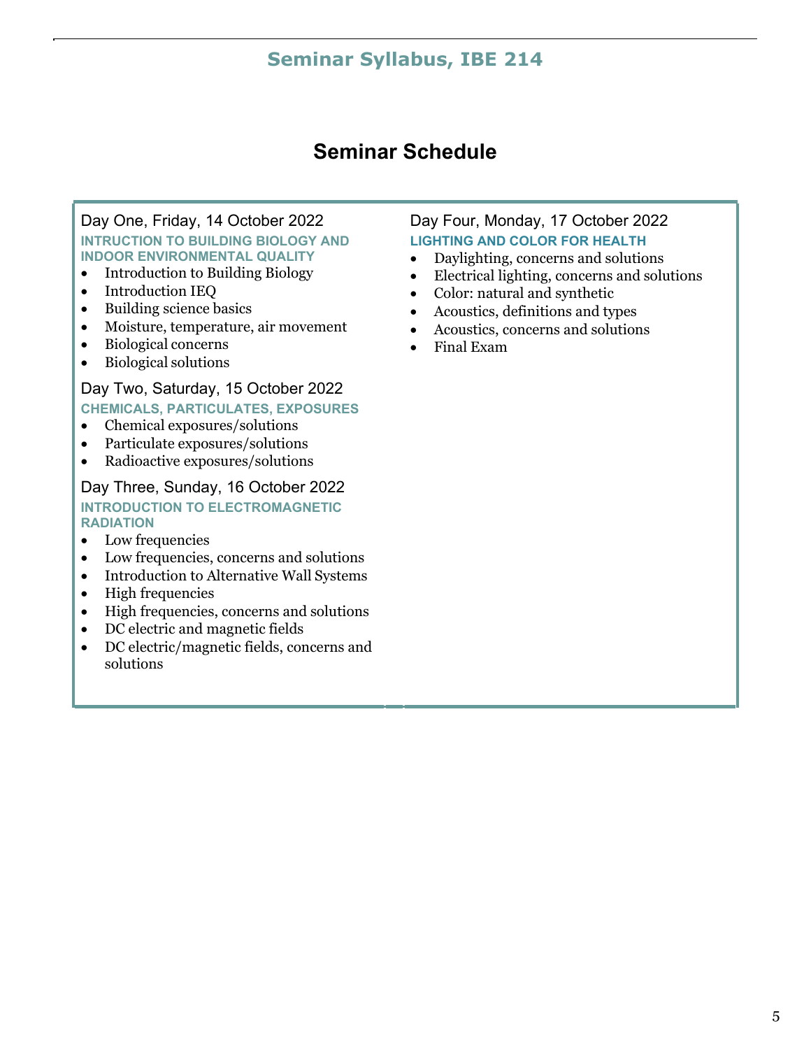## Seminar Schedule

**Day One, Friday, 14 October 2022**

**INTRUCTION TO BUILDING BIOLOGY AND INDOOR ENVIRONMENTAL QUALITY**

- Introduction to Building Biology
- Introduction IEQ
- Building science basics
- Moisture, temperature, air movement
- Biological concerns
- Biological solutions

**Day Two, Saturday, 15 October 2022**

**CHEMICALS, PARTICULATES, EXPOSURES**

- Chemical exposures/solutions
- Particulate exposures/solutions
- Radioactive exposures/solutions

**Day Three, Sunday, 16 October 2022**

**INTRODUCTION TO ELECTROMAGNETIC RADIATION**

- Low frequencies
- Low frequencies, concerns and solutions
- Introduction to Alternative Wall Systems
- High frequencies
- High frequencies, concerns and solutions
- DC electric and magnetic fields
- DC electric/magnetic fields, concerns and solutions

**Day Four, Monday, 17 October 2022**

**LIGHTING AND COLOR FOR HEALTH**

- Daylighting, concerns and solutions
- Electrical lighting, concerns and solutions
- Color: natural and synthetic
- Acoustics, definitions and types
- Acoustics, concerns and solutions
- Final Exam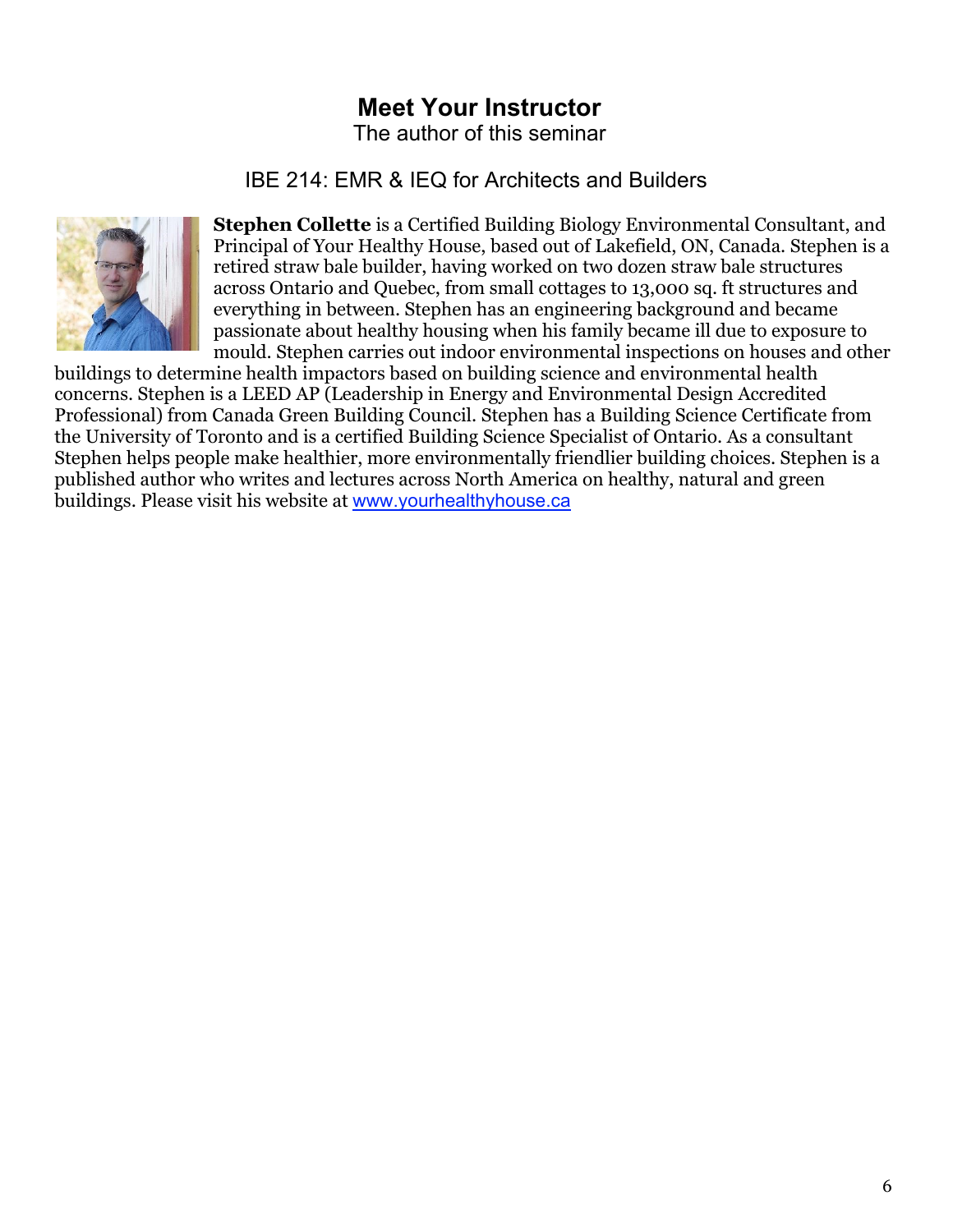# Meet Your Instructor

The author of this seminar

## IBE 214: EMR & IEQ for Architects and Builders

**Stephen Collette** is a Certified Building Biology Environmental Consultant, and Principal of Your Healthy House, based out of Lakefield, ON, Canada. Stephen is a retired straw bale builder, having worked on two dozen straw bale structures across Ontario and Quebec, from small cottages to 13,000 sq. ft structures and everything in between. Stephen has an engineering background and became passionate about healthy housing when his family became ill due to exposure to mould. Stephen carries out indoor environmental inspections on houses and other buildings to determine health impactors based on building science and environmental health concerns. Stephen is a LEED AP (Leadership in Energy and Environmental Design Accredited Professional) from Canada Green Building Council. Stephen has a Building Science Certificate from the University of Toronto and is a certified Building Science Specialist of Ontario. As a consultant Stephen helps people make healthier, more environmentally friendlier building choices. Stephen is a published author who writes and lectures across North America on healthy, natural and green buildings. Please visit his website at www.yourhealthyhouse.ca